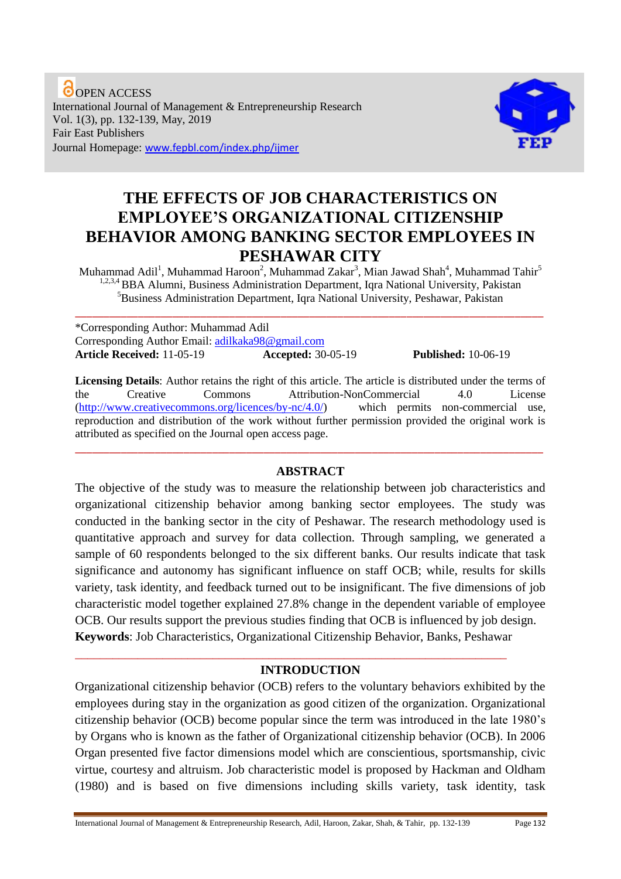OPEN ACCESS
International Journal of Management & Entrepreneurship Research
Vol. 1(3), pp. 132-139, May, 2019
Fair East Publishers
Journal Homepage: www.fepbl.com/index.php/ijmer

# THE EFFECTS OF JOB CHARACTERISTICS ON EMPLOYEE'S ORGANIZATIONAL CITIZENSHIP BEHAVIOR AMONG BANKING SECTOR EMPLOYEES IN PESHAWAR CITY

Muhammad Adil[1], Muhammad Haroon[2], Muhammad Zakar[3], Mian Jawad Shah[4], Muhammad Tahir[5]
[1,2,3,4] BBA Alumni, Business Administration Department, Iqra National University, Pakistan
[5]Business Administration Department, Iqra National University, Peshawar, Pakistan

---

*Corresponding Author: Muhammad Adil
Corresponding Author Email: adilkaka98@gmail.com
**Article Received:** 11-05-19 **Accepted:** 30-05-19 **Published:** 10-06-19

**Licensing Details**: Author retains the right of this article. The article is distributed under the terms of the Creative Commons Attribution-NonCommercial 4.0 License (http://www.creativecommons.org/licences/by-nc/4.0/) which permits non-commercial use, reproduction and distribution of the work without further permission provided the original work is attributed as specified on the Journal open access page.

---

## ABSTRACT

The objective of the study was to measure the relationship between job characteristics and organizational citizenship behavior among banking sector employees. The study was conducted in the banking sector in the city of Peshawar. The research methodology used is quantitative approach and survey for data collection. Through sampling, we generated a sample of 60 respondents belonged to the six different banks. Our results indicate that task significance and autonomy has significant influence on staff OCB; while, results for skills variety, task identity, and feedback turned out to be insignificant. The five dimensions of job characteristic model together explained 27.8% change in the dependent variable of employee OCB. Our results support the previous studies finding that OCB is influenced by job design.

**Keywords**: Job Characteristics, Organizational Citizenship Behavior, Banks, Peshawar

---

## INTRODUCTION

Organizational citizenship behavior (OCB) refers to the voluntary behaviors exhibited by the employees during stay in the organization as good citizen of the organization. Organizational citizenship behavior (OCB) become popular since the term was introduced in the late 1980's by Organs who is known as the father of Organizational citizenship behavior (OCB). In 2006 Organ presented five factor dimensions model which are conscientious, sportsmanship, civic virtue, courtesy and altruism. Job characteristic model is proposed by Hackman and Oldham (1980) and is based on five dimensions including skills variety, task identity, task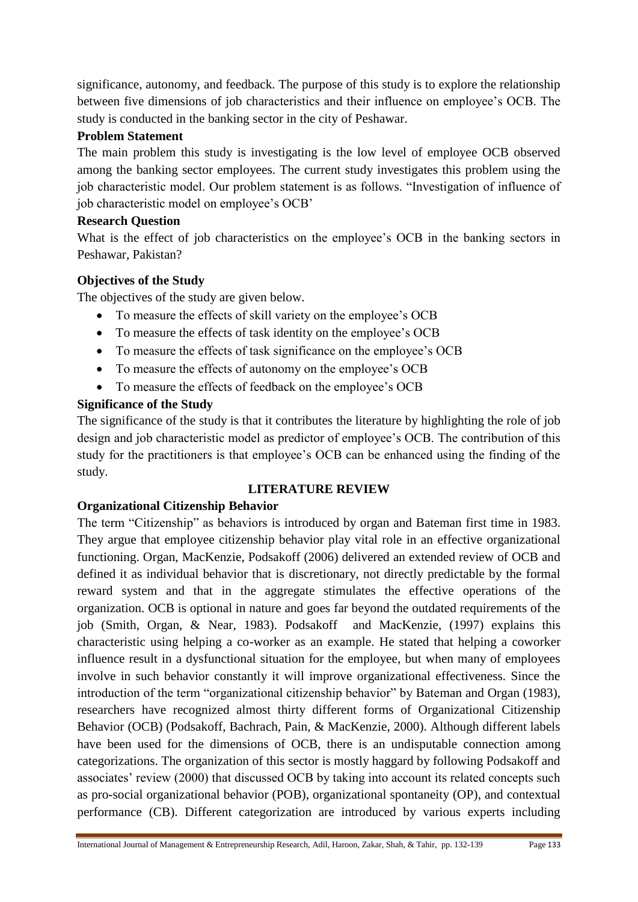significance, autonomy, and feedback. The purpose of this study is to explore the relationship between five dimensions of job characteristics and their influence on employee's OCB. The study is conducted in the banking sector in the city of Peshawar.

**Problem Statement**

The main problem this study is investigating is the low level of employee OCB observed among the banking sector employees. The current study investigates this problem using the job characteristic model. Our problem statement is as follows. "Investigation of influence of job characteristic model on employee's OCB'

**Research Question**

What is the effect of job characteristics on the employee's OCB in the banking sectors in Peshawar, Pakistan?

**Objectives of the Study**

The objectives of the study are given below.

- To measure the effects of skill variety on the employee's OCB
- To measure the effects of task identity on the employee's OCB
- To measure the effects of task significance on the employee's OCB
- To measure the effects of autonomy on the employee's OCB
- To measure the effects of feedback on the employee's OCB

**Significance of the Study**

The significance of the study is that it contributes the literature by highlighting the role of job design and job characteristic model as predictor of employee's OCB. The contribution of this study for the practitioners is that employee's OCB can be enhanced using the finding of the study.

## LITERATURE REVIEW

**Organizational Citizenship Behavior**

The term "Citizenship" as behaviors is introduced by organ and Bateman first time in 1983. They argue that employee citizenship behavior play vital role in an effective organizational functioning. Organ, MacKenzie, Podsakoff (2006) delivered an extended review of OCB and defined it as individual behavior that is discretionary, not directly predictable by the formal reward system and that in the aggregate stimulates the effective operations of the organization. OCB is optional in nature and goes far beyond the outdated requirements of the job (Smith, Organ, & Near, 1983). Podsakoff and MacKenzie, (1997) explains this characteristic using helping a co-worker as an example. He stated that helping a coworker influence result in a dysfunctional situation for the employee, but when many of employees involve in such behavior constantly it will improve organizational effectiveness. Since the introduction of the term "organizational citizenship behavior" by Bateman and Organ (1983), researchers have recognized almost thirty different forms of Organizational Citizenship Behavior (OCB) (Podsakoff, Bachrach, Pain, & MacKenzie, 2000). Although different labels have been used for the dimensions of OCB, there is an undisputable connection among categorizations. The organization of this sector is mostly haggard by following Podsakoff and associates' review (2000) that discussed OCB by taking into account its related concepts such as pro-social organizational behavior (POB), organizational spontaneity (OP), and contextual performance (CB). Different categorization are introduced by various experts including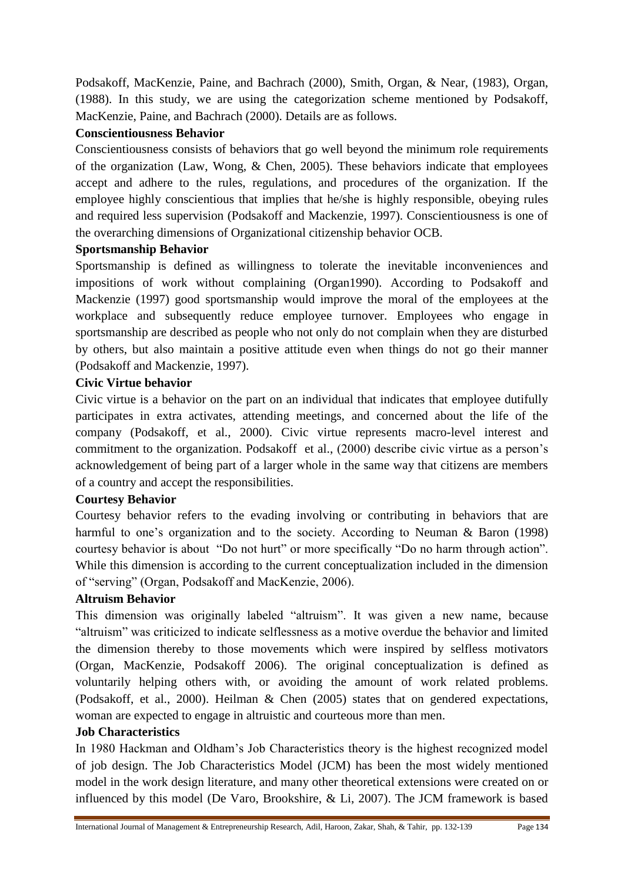Podsakoff, MacKenzie, Paine, and Bachrach (2000), Smith, Organ, & Near, (1983), Organ, (1988). In this study, we are using the categorization scheme mentioned by Podsakoff, MacKenzie, Paine, and Bachrach (2000). Details are as follows.

**Conscientiousness Behavior**

Conscientiousness consists of behaviors that go well beyond the minimum role requirements of the organization (Law, Wong, & Chen, 2005). These behaviors indicate that employees accept and adhere to the rules, regulations, and procedures of the organization. If the employee highly conscientious that implies that he/she is highly responsible, obeying rules and required less supervision (Podsakoff and Mackenzie, 1997). Conscientiousness is one of the overarching dimensions of Organizational citizenship behavior OCB.

**Sportsmanship Behavior**

Sportsmanship is defined as willingness to tolerate the inevitable inconveniences and impositions of work without complaining (Organ1990). According to Podsakoff and Mackenzie (1997) good sportsmanship would improve the moral of the employees at the workplace and subsequently reduce employee turnover. Employees who engage in sportsmanship are described as people who not only do not complain when they are disturbed by others, but also maintain a positive attitude even when things do not go their manner (Podsakoff and Mackenzie, 1997).

**Civic Virtue behavior**

Civic virtue is a behavior on the part on an individual that indicates that employee dutifully participates in extra activates, attending meetings, and concerned about the life of the company (Podsakoff, et al., 2000). Civic virtue represents macro-level interest and commitment to the organization. Podsakoff et al., (2000) describe civic virtue as a person's acknowledgement of being part of a larger whole in the same way that citizens are members of a country and accept the responsibilities.

**Courtesy Behavior**

Courtesy behavior refers to the evading involving or contributing in behaviors that are harmful to one's organization and to the society. According to Neuman & Baron (1998) courtesy behavior is about "Do not hurt" or more specifically "Do no harm through action". While this dimension is according to the current conceptualization included in the dimension of "serving" (Organ, Podsakoff and MacKenzie, 2006).

**Altruism Behavior**

This dimension was originally labeled "altruism". It was given a new name, because "altruism" was criticized to indicate selflessness as a motive overdue the behavior and limited the dimension thereby to those movements which were inspired by selfless motivators (Organ, MacKenzie, Podsakoff 2006). The original conceptualization is defined as voluntarily helping others with, or avoiding the amount of work related problems. (Podsakoff, et al., 2000). Heilman & Chen (2005) states that on gendered expectations, woman are expected to engage in altruistic and courteous more than men.

**Job Characteristics**

In 1980 Hackman and Oldham's Job Characteristics theory is the highest recognized model of job design. The Job Characteristics Model (JCM) has been the most widely mentioned model in the work design literature, and many other theoretical extensions were created on or influenced by this model (De Varo, Brookshire, & Li, 2007). The JCM framework is based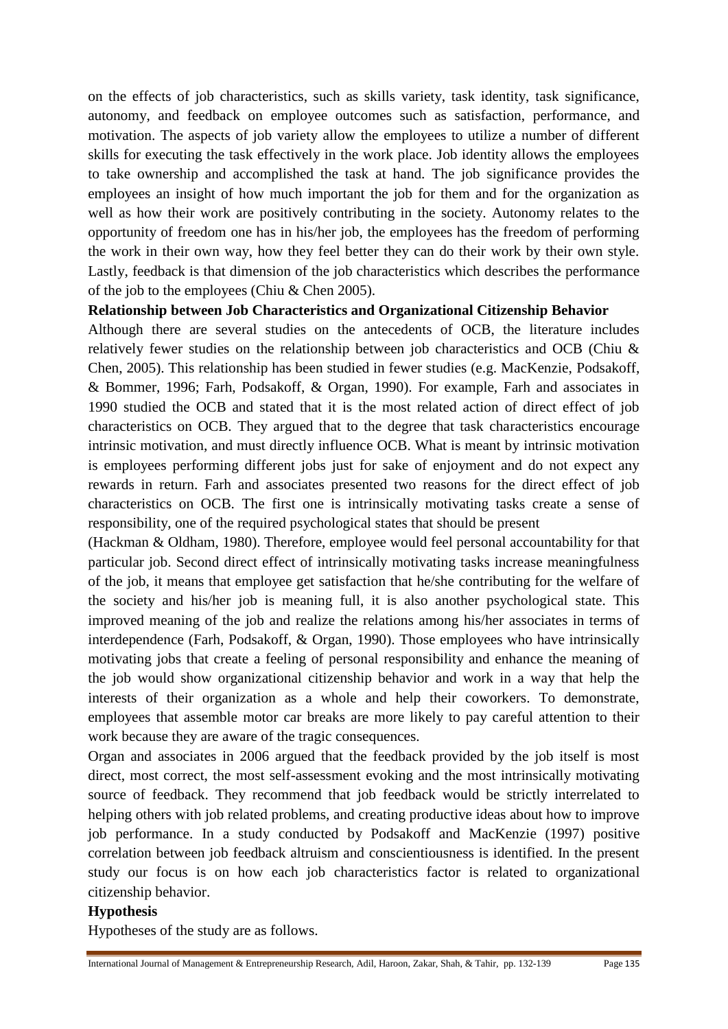on the effects of job characteristics, such as skills variety, task identity, task significance, autonomy, and feedback on employee outcomes such as satisfaction, performance, and motivation. The aspects of job variety allow the employees to utilize a number of different skills for executing the task effectively in the work place. Job identity allows the employees to take ownership and accomplished the task at hand. The job significance provides the employees an insight of how much important the job for them and for the organization as well as how their work are positively contributing in the society. Autonomy relates to the opportunity of freedom one has in his/her job, the employees has the freedom of performing the work in their own way, how they feel better they can do their work by their own style. Lastly, feedback is that dimension of the job characteristics which describes the performance of the job to the employees (Chiu & Chen 2005).

**Relationship between Job Characteristics and Organizational Citizenship Behavior**

Although there are several studies on the antecedents of OCB, the literature includes relatively fewer studies on the relationship between job characteristics and OCB (Chiu & Chen, 2005). This relationship has been studied in fewer studies (e.g. MacKenzie, Podsakoff, & Bommer, 1996; Farh, Podsakoff, & Organ, 1990). For example, Farh and associates in 1990 studied the OCB and stated that it is the most related action of direct effect of job characteristics on OCB. They argued that to the degree that task characteristics encourage intrinsic motivation, and must directly influence OCB. What is meant by intrinsic motivation is employees performing different jobs just for sake of enjoyment and do not expect any rewards in return. Farh and associates presented two reasons for the direct effect of job characteristics on OCB. The first one is intrinsically motivating tasks create a sense of responsibility, one of the required psychological states that should be present (Hackman & Oldham, 1980). Therefore, employee would feel personal accountability for that particular job. Second direct effect of intrinsically motivating tasks increase meaningfulness of the job, it means that employee get satisfaction that he/she contributing for the welfare of the society and his/her job is meaning full, it is also another psychological state. This improved meaning of the job and realize the relations among his/her associates in terms of interdependence (Farh, Podsakoff, & Organ, 1990). Those employees who have intrinsically motivating jobs that create a feeling of personal responsibility and enhance the meaning of the job would show organizational citizenship behavior and work in a way that help the interests of their organization as a whole and help their coworkers. To demonstrate, employees that assemble motor car breaks are more likely to pay careful attention to their work because they are aware of the tragic consequences.

Organ and associates in 2006 argued that the feedback provided by the job itself is most direct, most correct, the most self-assessment evoking and the most intrinsically motivating source of feedback. They recommend that job feedback would be strictly interrelated to helping others with job related problems, and creating productive ideas about how to improve job performance. In a study conducted by Podsakoff and MacKenzie (1997) positive correlation between job feedback altruism and conscientiousness is identified. In the present study our focus is on how each job characteristics factor is related to organizational citizenship behavior.

**Hypothesis**

Hypotheses of the study are as follows.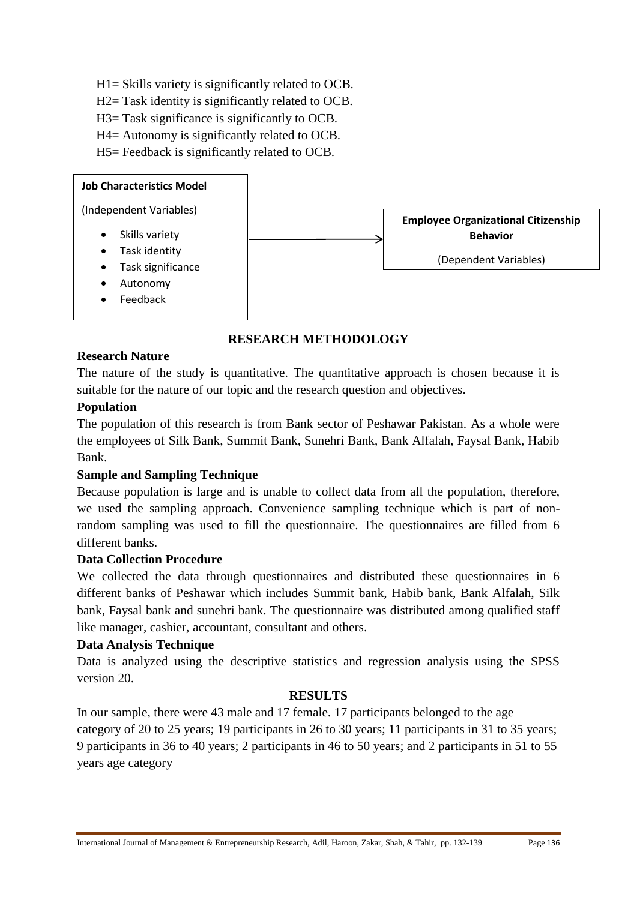H1= Skills variety is significantly related to OCB.
H2= Task identity is significantly related to OCB.
H3= Task significance is significantly to OCB.
H4= Autonomy is significantly related to OCB.
H5= Feedback is significantly related to OCB.

**Job Characteristics Model**

(Independent Variables)

- Skills variety
- Task identity
- Task significance
- Autonomy
- Feedback

→

**Employee Organizational Citizenship Behavior**

(Dependent Variables)

## RESEARCH METHODOLOGY

### Research Nature

The nature of the study is quantitative. The quantitative approach is chosen because it is suitable for the nature of our topic and the research question and objectives.

### Population

The population of this research is from Bank sector of Peshawar Pakistan. As a whole were the employees of Silk Bank, Summit Bank, Sunehri Bank, Bank Alfalah, Faysal Bank, Habib Bank.

### Sample and Sampling Technique

Because population is large and is unable to collect data from all the population, therefore, we used the sampling approach. Convenience sampling technique which is part of non-random sampling was used to fill the questionnaire. The questionnaires are filled from 6 different banks.

### Data Collection Procedure

We collected the data through questionnaires and distributed these questionnaires in 6 different banks of Peshawar which includes Summit bank, Habib bank, Bank Alfalah, Silk bank, Faysal bank and sunehri bank. The questionnaire was distributed among qualified staff like manager, cashier, accountant, consultant and others.

### Data Analysis Technique

Data is analyzed using the descriptive statistics and regression analysis using the SPSS version 20.

## RESULTS

In our sample, there were 43 male and 17 female. 17 participants belonged to the age category of 20 to 25 years; 19 participants in 26 to 30 years; 11 participants in 31 to 35 years; 9 participants in 36 to 40 years; 2 participants in 46 to 50 years; and 2 participants in 51 to 55 years age category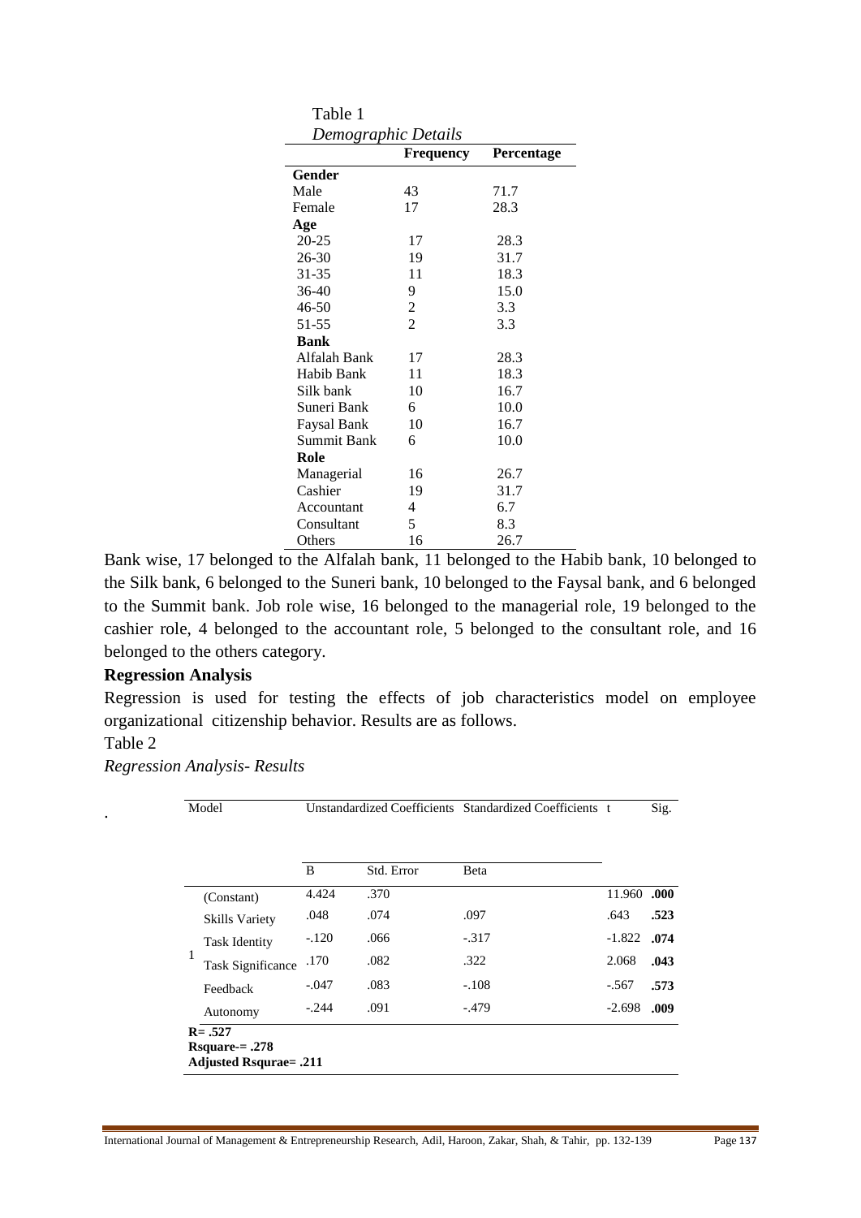Table 1

*Demographic Details*

| | Frequency | Percentage |
|---|---|---|
| **Gender** | | |
| Male | 43 | 71.7 |
| Female | 17 | 28.3 |
| **Age** | | |
| 20-25 | 17 | 28.3 |
| 26-30 | 19 | 31.7 |
| 31-35 | 11 | 18.3 |
| 36-40 | 9 | 15.0 |
| 46-50 | 2 | 3.3 |
| 51-55 | 2 | 3.3 |
| **Bank** | | |
| Alfalah Bank | 17 | 28.3 |
| Habib Bank | 11 | 18.3 |
| Silk bank | 10 | 16.7 |
| Suneri Bank | 6 | 10.0 |
| Faysal Bank | 10 | 16.7 |
| Summit Bank | 6 | 10.0 |
| **Role** | | |
| Managerial | 16 | 26.7 |
| Cashier | 19 | 31.7 |
| Accountant | 4 | 6.7 |
| Consultant | 5 | 8.3 |
| Others | 16 | 26.7 |

Bank wise, 17 belonged to the Alfalah bank, 11 belonged to the Habib bank, 10 belonged to the Silk bank, 6 belonged to the Suneri bank, 10 belonged to the Faysal bank, and 6 belonged to the Summit bank. Job role wise, 16 belonged to the managerial role, 19 belonged to the cashier role, 4 belonged to the accountant role, 5 belonged to the consultant role, and 16 belonged to the others category.

## Regression Analysis

Regression is used for testing the effects of job characteristics model on employee organizational citizenship behavior. Results are as follows.

Table 2

*Regression Analysis- Results*

| Model | | Unstandardized Coefficients | | Standardized Coefficients | t | Sig. |
|---|---|---|---|---|---|---|
| | | B | Std. Error | Beta | | |
| 1 | (Constant) | 4.424 | .370 | | 11.960 | **.000** |
| | Skills Variety | .048 | .074 | .097 | .643 | **.523** |
| | Task Identity | -.120 | .066 | -.317 | -1.822 | **.074** |
| | Task Significance | .170 | .082 | .322 | 2.068 | **.043** |
| | Feedback | -.047 | .083 | -.108 | -.567 | **.573** |
| | Autonomy | -.244 | .091 | -.479 | -2.698 | **.009** |

**R= .527**
**Rsquare-= .278**
**Adjusted Rsqurae= .211**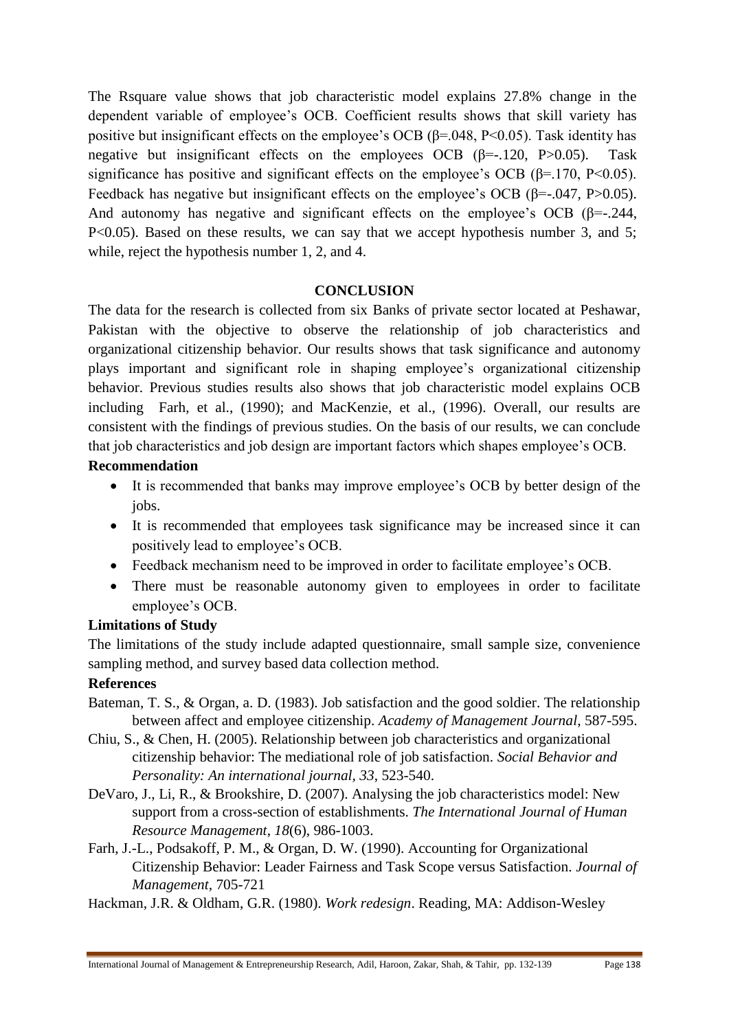The Rsquare value shows that job characteristic model explains 27.8% change in the dependent variable of employee's OCB. Coefficient results shows that skill variety has positive but insignificant effects on the employee's OCB ($\beta$=.048, $P<0.05$). Task identity has negative but insignificant effects on the employees OCB ($\beta$=-.120, $P>0.05$). Task significance has positive and significant effects on the employee's OCB ($\beta$=.170, $P<0.05$). Feedback has negative but insignificant effects on the employee's OCB ($\beta$=-.047, $P>0.05$). And autonomy has negative and significant effects on the employee's OCB ($\beta$=-.244, $P<0.05$). Based on these results, we can say that we accept hypothesis number 3, and 5; while, reject the hypothesis number 1, 2, and 4.

## CONCLUSION

The data for the research is collected from six Banks of private sector located at Peshawar, Pakistan with the objective to observe the relationship of job characteristics and organizational citizenship behavior. Our results shows that task significance and autonomy plays important and significant role in shaping employee's organizational citizenship behavior. Previous studies results also shows that job characteristic model explains OCB including Farh, et al., (1990); and MacKenzie, et al., (1996). Overall, our results are consistent with the findings of previous studies. On the basis of our results, we can conclude that job characteristics and job design are important factors which shapes employee's OCB.

### Recommendation

- It is recommended that banks may improve employee's OCB by better design of the jobs.
- It is recommended that employees task significance may be increased since it can positively lead to employee's OCB.
- Feedback mechanism need to be improved in order to facilitate employee's OCB.
- There must be reasonable autonomy given to employees in order to facilitate employee's OCB.

### Limitations of Study

The limitations of the study include adapted questionnaire, small sample size, convenience sampling method, and survey based data collection method.

### References

Bateman, T. S., & Organ, a. D. (1983). Job satisfaction and the good soldier. The relationship between affect and employee citizenship. *Academy of Management Journal*, 587-595.

Chiu, S., & Chen, H. (2005). Relationship between job characteristics and organizational citizenship behavior: The mediational role of job satisfaction. *Social Behavior and Personality: An international journal*, *33*, 523-540.

DeVaro, J., Li, R., & Brookshire, D. (2007). Analysing the job characteristics model: New support from a cross-section of establishments. *The International Journal of Human Resource Management*, *18*(6), 986-1003.

Farh, J.-L., Podsakoff, P. M., & Organ, D. W. (1990). Accounting for Organizational Citizenship Behavior: Leader Fairness and Task Scope versus Satisfaction. *Journal of Management*, 705-721

Hackman, J.R. & Oldham, G.R. (1980). *Work redesign*. Reading, MA: Addison-Wesley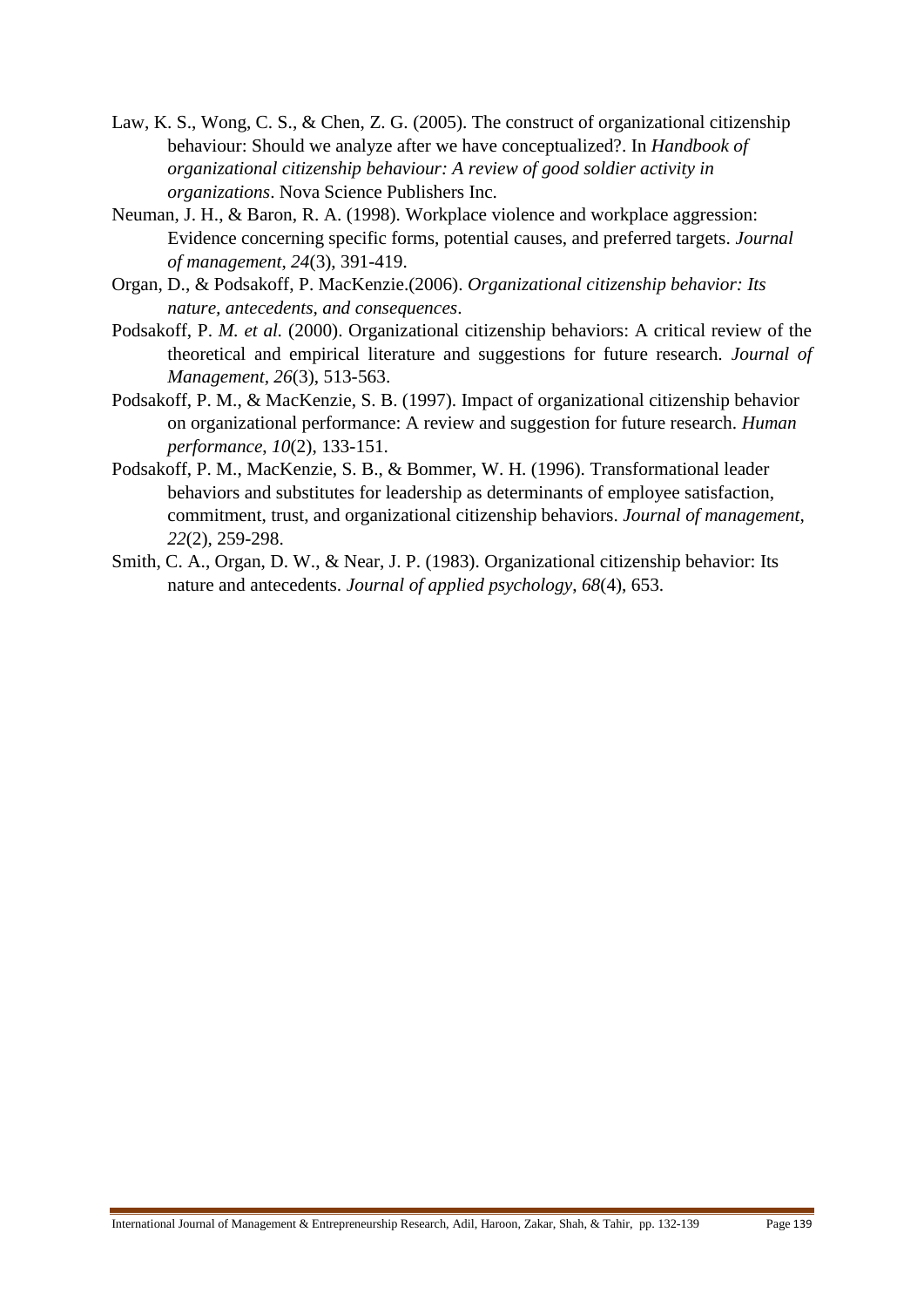Law, K. S., Wong, C. S., & Chen, Z. G. (2005). The construct of organizational citizenship behaviour: Should we analyze after we have conceptualized?. In *Handbook of organizational citizenship behaviour: A review of good soldier activity in organizations*. Nova Science Publishers Inc.

Neuman, J. H., & Baron, R. A. (1998). Workplace violence and workplace aggression: Evidence concerning specific forms, potential causes, and preferred targets. *Journal of management*, *24*(3), 391-419.

Organ, D., & Podsakoff, P. MacKenzie.(2006). *Organizational citizenship behavior: Its nature, antecedents, and consequences*.

Podsakoff, P. *M. et al.* (2000). Organizational citizenship behaviors: A critical review of the theoretical and empirical literature and suggestions for future research. *Journal of Management*, *26*(3), 513-563.

Podsakoff, P. M., & MacKenzie, S. B. (1997). Impact of organizational citizenship behavior on organizational performance: A review and suggestion for future research. *Human performance*, *10*(2), 133-151.

Podsakoff, P. M., MacKenzie, S. B., & Bommer, W. H. (1996). Transformational leader behaviors and substitutes for leadership as determinants of employee satisfaction, commitment, trust, and organizational citizenship behaviors. *Journal of management*, *22*(2), 259-298.

Smith, C. A., Organ, D. W., & Near, J. P. (1983). Organizational citizenship behavior: Its nature and antecedents. *Journal of applied psychology*, *68*(4), 653.